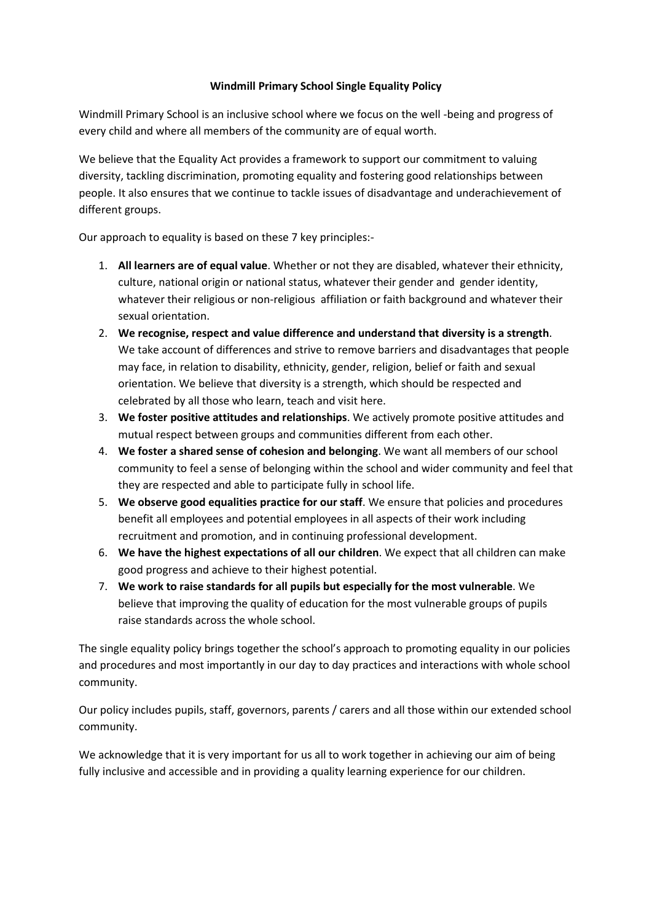# Windmill Primary School Single Equality Policy

Windmill Primary School is an inclusive school where we focus on the well -being and progress of every child and where all members of the community are of equal worth.

We believe that the Equality Act provides a framework to support our commitment to valuing diversity, tackling discrimination, promoting equality and fostering good relationships between people. It also ensures that we continue to tackle issues of disadvantage and underachievement of different groups.

Our approach to equality is based on these 7 key principles:-

1. **All learners are of equal value**. Whether or not they are disabled, whatever their ethnicity, culture, national origin or national status, whatever their gender and gender identity, whatever their religious or non-religious affiliation or faith background and whatever their sexual orientation.
2. **We recognise, respect and value difference and understand that diversity is a strength**. We take account of differences and strive to remove barriers and disadvantages that people may face, in relation to disability, ethnicity, gender, religion, belief or faith and sexual orientation. We believe that diversity is a strength, which should be respected and celebrated by all those who learn, teach and visit here.
3. **We foster positive attitudes and relationships**. We actively promote positive attitudes and mutual respect between groups and communities different from each other.
4. **We foster a shared sense of cohesion and belonging**. We want all members of our school community to feel a sense of belonging within the school and wider community and feel that they are respected and able to participate fully in school life.
5. **We observe good equalities practice for our staff**. We ensure that policies and procedures benefit all employees and potential employees in all aspects of their work including recruitment and promotion, and in continuing professional development.
6. **We have the highest expectations of all our children**. We expect that all children can make good progress and achieve to their highest potential.
7. **We work to raise standards for all pupils but especially for the most vulnerable**. We believe that improving the quality of education for the most vulnerable groups of pupils raise standards across the whole school.

The single equality policy brings together the school's approach to promoting equality in our policies and procedures and most importantly in our day to day practices and interactions with whole school community.

Our policy includes pupils, staff, governors, parents / carers and all those within our extended school community.

We acknowledge that it is very important for us all to work together in achieving our aim of being fully inclusive and accessible and in providing a quality learning experience for our children.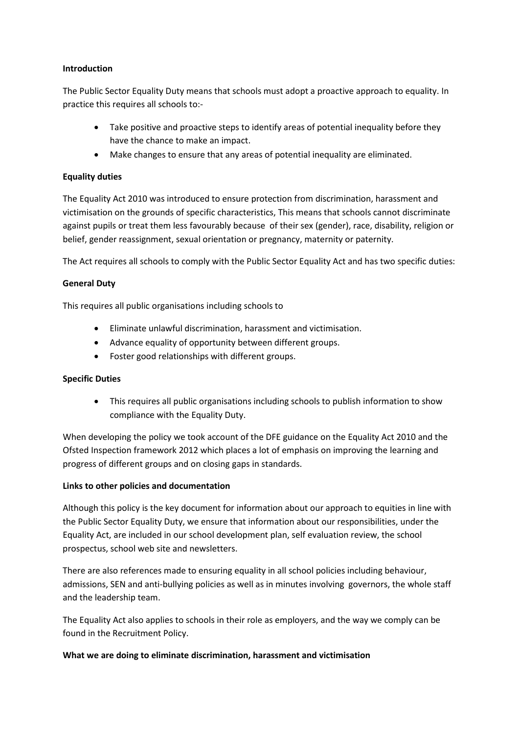**Introduction**

The Public Sector Equality Duty means that schools must adopt a proactive approach to equality. In practice this requires all schools to:-

- Take positive and proactive steps to identify areas of potential inequality before they have the chance to make an impact.
- Make changes to ensure that any areas of potential inequality are eliminated.

**Equality duties**

The Equality Act 2010 was introduced to ensure protection from discrimination, harassment and victimisation on the grounds of specific characteristics, This means that schools cannot discriminate against pupils or treat them less favourably because of their sex (gender), race, disability, religion or belief, gender reassignment, sexual orientation or pregnancy, maternity or paternity.

The Act requires all schools to comply with the Public Sector Equality Act and has two specific duties:

**General Duty**

This requires all public organisations including schools to

- Eliminate unlawful discrimination, harassment and victimisation.
- Advance equality of opportunity between different groups.
- Foster good relationships with different groups.

**Specific Duties**

- This requires all public organisations including schools to publish information to show compliance with the Equality Duty.

When developing the policy we took account of the DFE guidance on the Equality Act 2010 and the Ofsted Inspection framework 2012 which places a lot of emphasis on improving the learning and progress of different groups and on closing gaps in standards.

**Links to other policies and documentation**

Although this policy is the key document for information about our approach to equities in line with the Public Sector Equality Duty, we ensure that information about our responsibilities, under the Equality Act, are included in our school development plan, self evaluation review, the school prospectus, school web site and newsletters.

There are also references made to ensuring equality in all school policies including behaviour, admissions, SEN and anti-bullying policies as well as in minutes involving governors, the whole staff and the leadership team.

The Equality Act also applies to schools in their role as employers, and the way we comply can be found in the Recruitment Policy.

**What we are doing to eliminate discrimination, harassment and victimisation**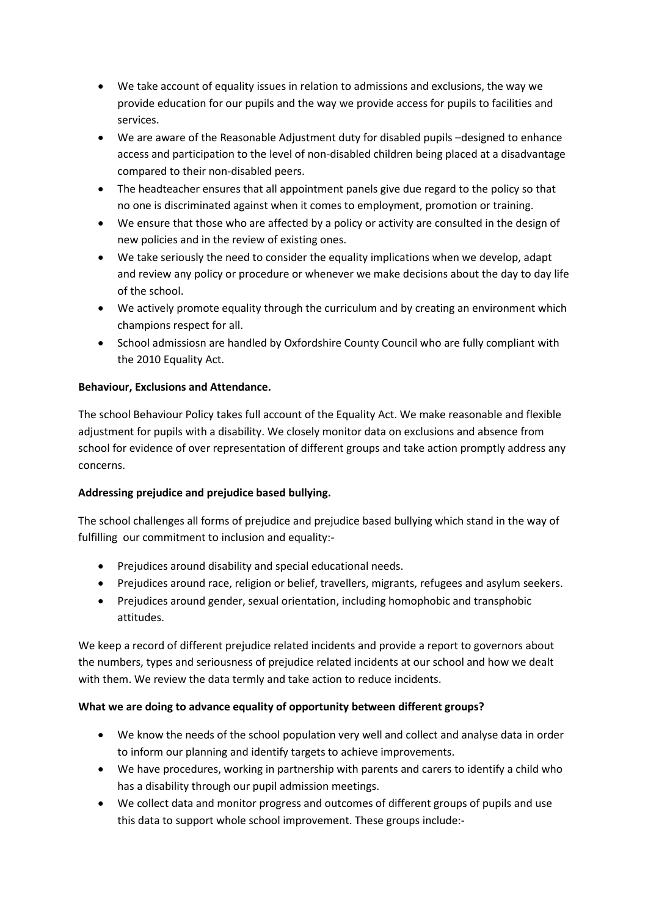- We take account of equality issues in relation to admissions and exclusions, the way we provide education for our pupils and the way we provide access for pupils to facilities and services.
- We are aware of the Reasonable Adjustment duty for disabled pupils –designed to enhance access and participation to the level of non-disabled children being placed at a disadvantage compared to their non-disabled peers.
- The headteacher ensures that all appointment panels give due regard to the policy so that no one is discriminated against when it comes to employment, promotion or training.
- We ensure that those who are affected by a policy or activity are consulted in the design of new policies and in the review of existing ones.
- We take seriously the need to consider the equality implications when we develop, adapt and review any policy or procedure or whenever we make decisions about the day to day life of the school.
- We actively promote equality through the curriculum and by creating an environment which champions respect for all.
- School admissiosn are handled by Oxfordshire County Council who are fully compliant with the 2010 Equality Act.

**Behaviour, Exclusions and Attendance.**

The school Behaviour Policy takes full account of the Equality Act. We make reasonable and flexible adjustment for pupils with a disability. We closely monitor data on exclusions and absence from school for evidence of over representation of different groups and take action promptly address any concerns.

**Addressing prejudice and prejudice based bullying.**

The school challenges all forms of prejudice and prejudice based bullying which stand in the way of fulfilling our commitment to inclusion and equality:-

- Prejudices around disability and special educational needs.
- Prejudices around race, religion or belief, travellers, migrants, refugees and asylum seekers.
- Prejudices around gender, sexual orientation, including homophobic and transphobic attitudes.

We keep a record of different prejudice related incidents and provide a report to governors about the numbers, types and seriousness of prejudice related incidents at our school and how we dealt with them. We review the data termly and take action to reduce incidents.

**What we are doing to advance equality of opportunity between different groups?**

- We know the needs of the school population very well and collect and analyse data in order to inform our planning and identify targets to achieve improvements.
- We have procedures, working in partnership with parents and carers to identify a child who has a disability through our pupil admission meetings.
- We collect data and monitor progress and outcomes of different groups of pupils and use this data to support whole school improvement. These groups include:-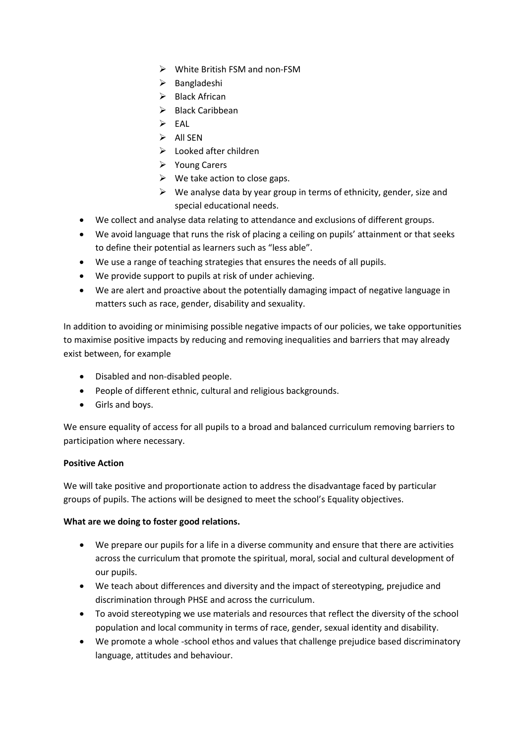- White British FSM and non-FSM
  - Bangladeshi
  - Black African
  - Black Caribbean
  - EAL
  - All SEN
  - Looked after children
  - Young Carers
  - We take action to close gaps.
  - We analyse data by year group in terms of ethnicity, gender, size and special educational needs.
- We collect and analyse data relating to attendance and exclusions of different groups.
- We avoid language that runs the risk of placing a ceiling on pupils' attainment or that seeks to define their potential as learners such as "less able".
- We use a range of teaching strategies that ensures the needs of all pupils.
- We provide support to pupils at risk of under achieving.
- We are alert and proactive about the potentially damaging impact of negative language in matters such as race, gender, disability and sexuality.

In addition to avoiding or minimising possible negative impacts of our policies, we take opportunities to maximise positive impacts by reducing and removing inequalities and barriers that may already exist between, for example

- Disabled and non-disabled people.
- People of different ethnic, cultural and religious backgrounds.
- Girls and boys.

We ensure equality of access for all pupils to a broad and balanced curriculum removing barriers to participation where necessary.

**Positive Action**

We will take positive and proportionate action to address the disadvantage faced by particular groups of pupils. The actions will be designed to meet the school's Equality objectives.

**What are we doing to foster good relations.**

- We prepare our pupils for a life in a diverse community and ensure that there are activities across the curriculum that promote the spiritual, moral, social and cultural development of our pupils.
- We teach about differences and diversity and the impact of stereotyping, prejudice and discrimination through PHSE and across the curriculum.
- To avoid stereotyping we use materials and resources that reflect the diversity of the school population and local community in terms of race, gender, sexual identity and disability.
- We promote a whole -school ethos and values that challenge prejudice based discriminatory language, attitudes and behaviour.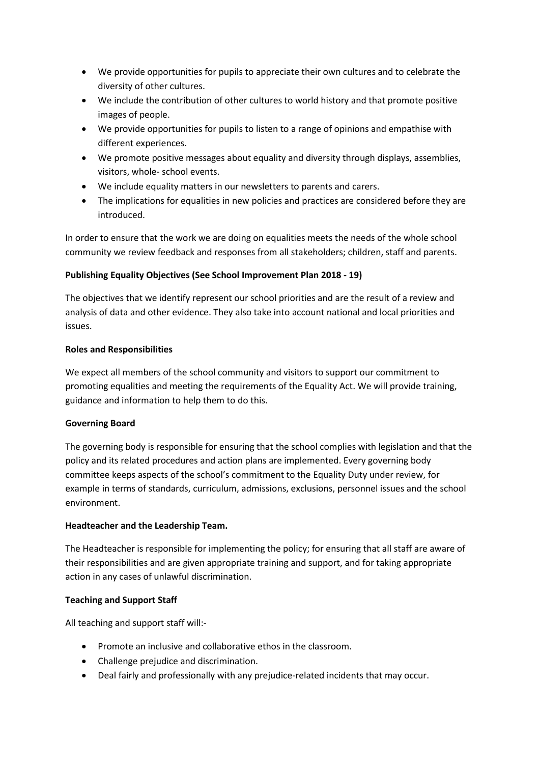- We provide opportunities for pupils to appreciate their own cultures and to celebrate the diversity of other cultures.
- We include the contribution of other cultures to world history and that promote positive images of people.
- We provide opportunities for pupils to listen to a range of opinions and empathise with different experiences.
- We promote positive messages about equality and diversity through displays, assemblies, visitors, whole- school events.
- We include equality matters in our newsletters to parents and carers.
- The implications for equalities in new policies and practices are considered before they are introduced.

In order to ensure that the work we are doing on equalities meets the needs of the whole school community we review feedback and responses from all stakeholders; children, staff and parents.

**Publishing Equality Objectives (See School Improvement Plan 2018 - 19)**

The objectives that we identify represent our school priorities and are the result of a review and analysis of data and other evidence. They also take into account national and local priorities and issues.

**Roles and Responsibilities**

We expect all members of the school community and visitors to support our commitment to promoting equalities and meeting the requirements of the Equality Act. We will provide training, guidance and information to help them to do this.

**Governing Board**

The governing body is responsible for ensuring that the school complies with legislation and that the policy and its related procedures and action plans are implemented. Every governing body committee keeps aspects of the school's commitment to the Equality Duty under review, for example in terms of standards, curriculum, admissions, exclusions, personnel issues and the school environment.

**Headteacher and the Leadership Team.**

The Headteacher is responsible for implementing the policy; for ensuring that all staff are aware of their responsibilities and are given appropriate training and support, and for taking appropriate action in any cases of unlawful discrimination.

**Teaching and Support Staff**

All teaching and support staff will:-

- Promote an inclusive and collaborative ethos in the classroom.
- Challenge prejudice and discrimination.
- Deal fairly and professionally with any prejudice-related incidents that may occur.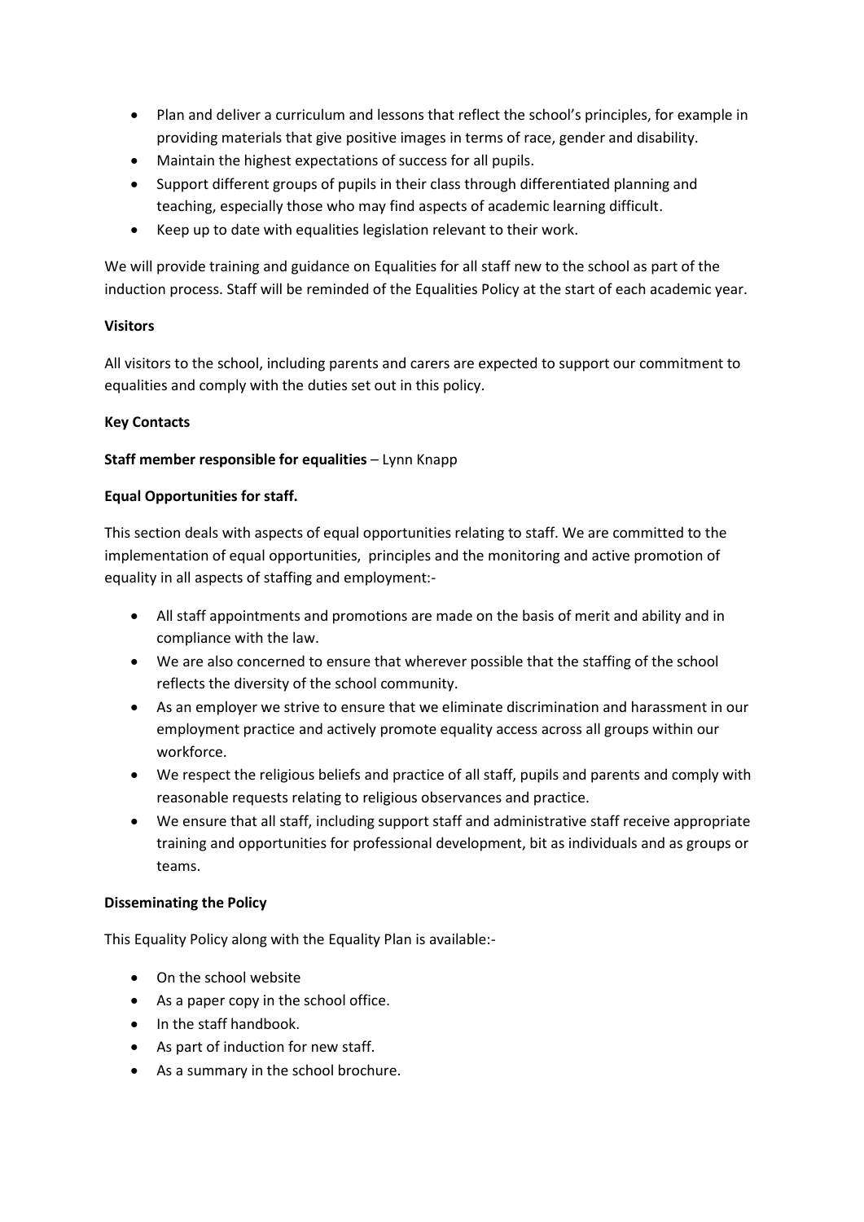- Plan and deliver a curriculum and lessons that reflect the school's principles, for example in providing materials that give positive images in terms of race, gender and disability.
- Maintain the highest expectations of success for all pupils.
- Support different groups of pupils in their class through differentiated planning and teaching, especially those who may find aspects of academic learning difficult.
- Keep up to date with equalities legislation relevant to their work.

We will provide training and guidance on Equalities for all staff new to the school as part of the induction process. Staff will be reminded of the Equalities Policy at the start of each academic year.

**Visitors**

All visitors to the school, including parents and carers are expected to support our commitment to equalities and comply with the duties set out in this policy.

**Key Contacts**

**Staff member responsible for equalities** – Lynn Knapp

**Equal Opportunities for staff.**

This section deals with aspects of equal opportunities relating to staff. We are committed to the implementation of equal opportunities,  principles and the monitoring and active promotion of equality in all aspects of staffing and employment:-

- All staff appointments and promotions are made on the basis of merit and ability and in compliance with the law.
- We are also concerned to ensure that wherever possible that the staffing of the school reflects the diversity of the school community.
- As an employer we strive to ensure that we eliminate discrimination and harassment in our employment practice and actively promote equality access across all groups within our workforce.
- We respect the religious beliefs and practice of all staff, pupils and parents and comply with reasonable requests relating to religious observances and practice.
- We ensure that all staff, including support staff and administrative staff receive appropriate training and opportunities for professional development, bit as individuals and as groups or teams.

**Disseminating the Policy**

This Equality Policy along with the Equality Plan is available:-

- On the school website
- As a paper copy in the school office.
- In the staff handbook.
- As part of induction for new staff.
- As a summary in the school brochure.